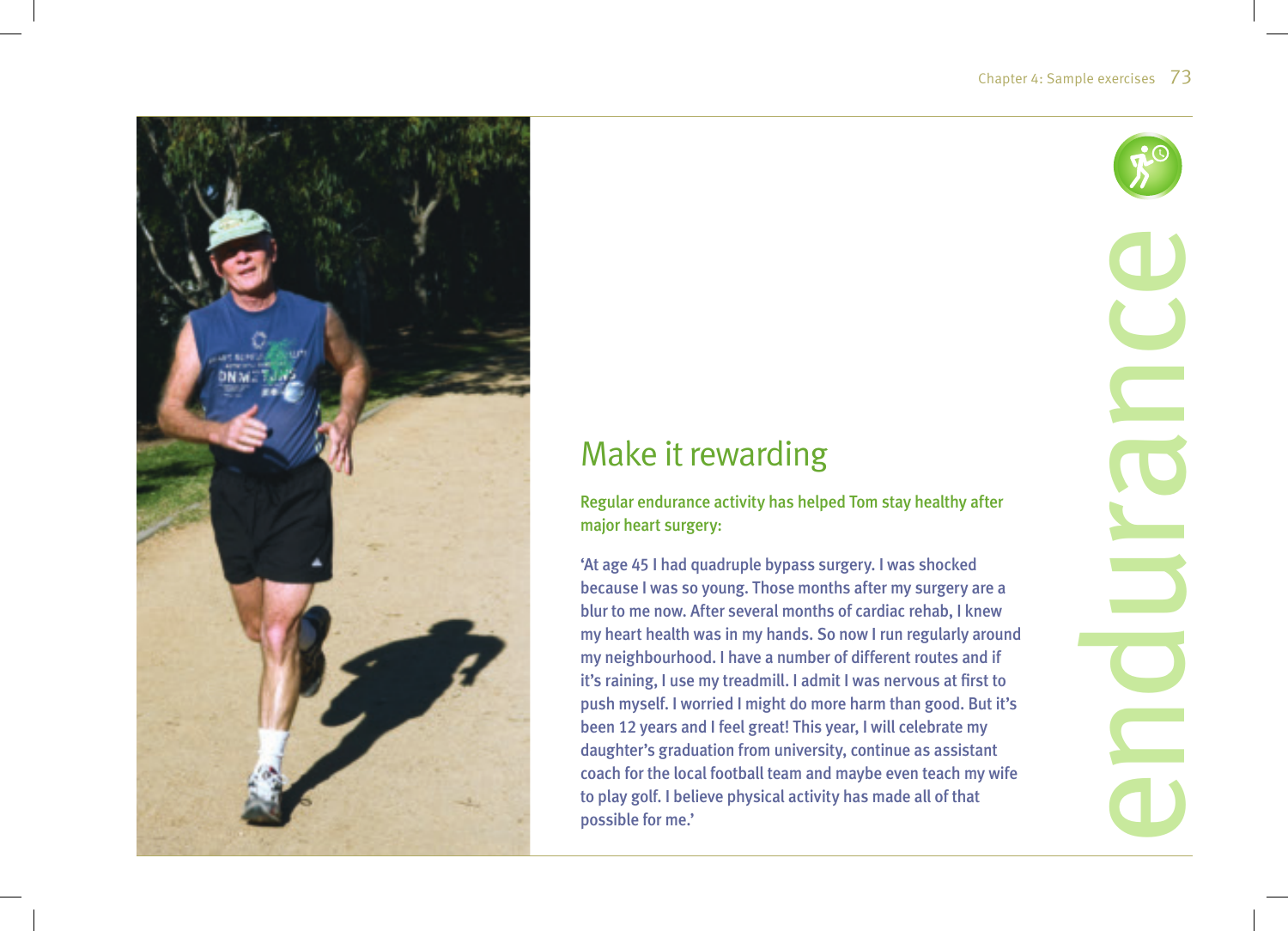endurance

## Make it rewarding

**Regular endurance activity has helped Tom stay healthy after major heart surgery:**

'At age 45 I had quadruple bypass surgery. I was shocked because I was so young. Those months after my surgery are a blur to me now. After several months of cardiac rehab, I knew my heart health was in my hands. So now I run regularly around my neighbourhood. I have a number of different routes and if it's raining, I use my treadmill. I admit I was nervous at first to push myself. I worried I might do more harm than good. But it's been 12 years and I feel great! This year, I will celebrate my daughter's graduation from university, continue as assistant coach for the local football team and maybe even teach my wife to play golf. I believe physical activity has made all of that possible for me.'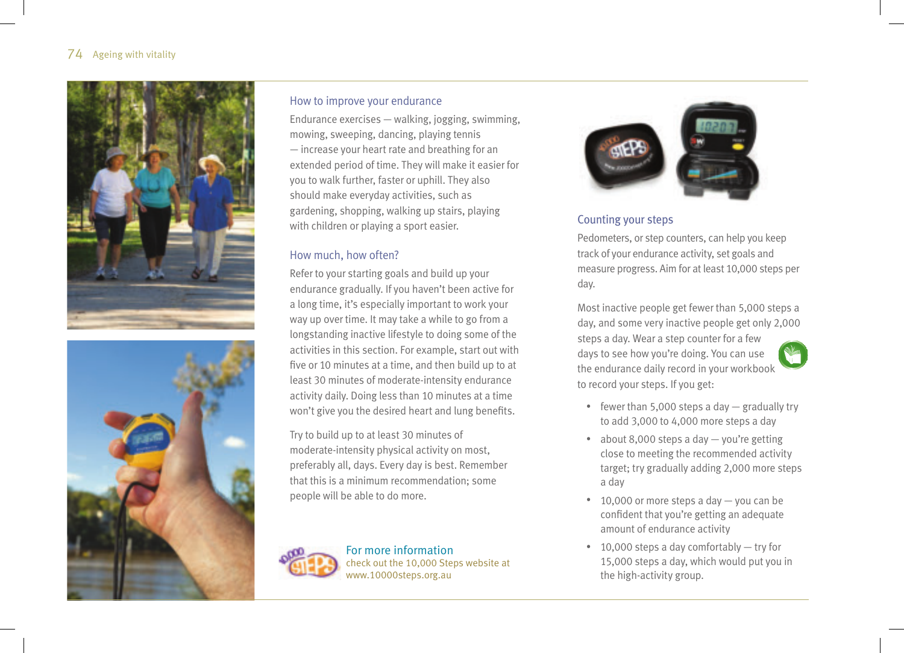## How to improve your endurance

Endurance exercises — walking, jogging, swimming, mowing, sweeping, dancing, playing tennis — increase your heart rate and breathing for an extended period of time. They will make it easier for you to walk further, faster or uphill. They also should make everyday activities, such as gardening, shopping, walking up stairs, playing with children or playing a sport easier.

## How much, how often?

Refer to your starting goals and build up your endurance gradually. If you haven't been active for a long time, it's especially important to work your way up over time. It may take a while to go from a longstanding inactive lifestyle to doing some of the activities in this section. For example, start out with five or 10 minutes at a time, and then build up to at least 30 minutes of moderate-intensity endurance activity daily. Doing less than 10 minutes at a time won't give you the desired heart and lung benefits.

Try to build up to at least 30 minutes of moderate-intensity physical activity on most, preferably all, days. Every day is best. Remember that this is a minimum recommendation; some people will be able to do more.

**For more information**
check out the 10,000 Steps website at www.10000steps.org.au

## Counting your steps

Pedometers, or step counters, can help you keep track of your endurance activity, set goals and measure progress. Aim for at least 10,000 steps per day.

Most inactive people get fewer than 5,000 steps a day, and some very inactive people get only 2,000 steps a day. Wear a step counter for a few days to see how you're doing. You can use the endurance daily record in your workbook to record your steps. If you get:

- fewer than 5,000 steps a day — gradually try to add 3,000 to 4,000 more steps a day
- about 8,000 steps a day — you're getting close to meeting the recommended activity target; try gradually adding 2,000 more steps a day
- 10,000 or more steps a day — you can be confident that you're getting an adequate amount of endurance activity
- 10,000 steps a day comfortably — try for 15,000 steps a day, which would put you in the high-activity group.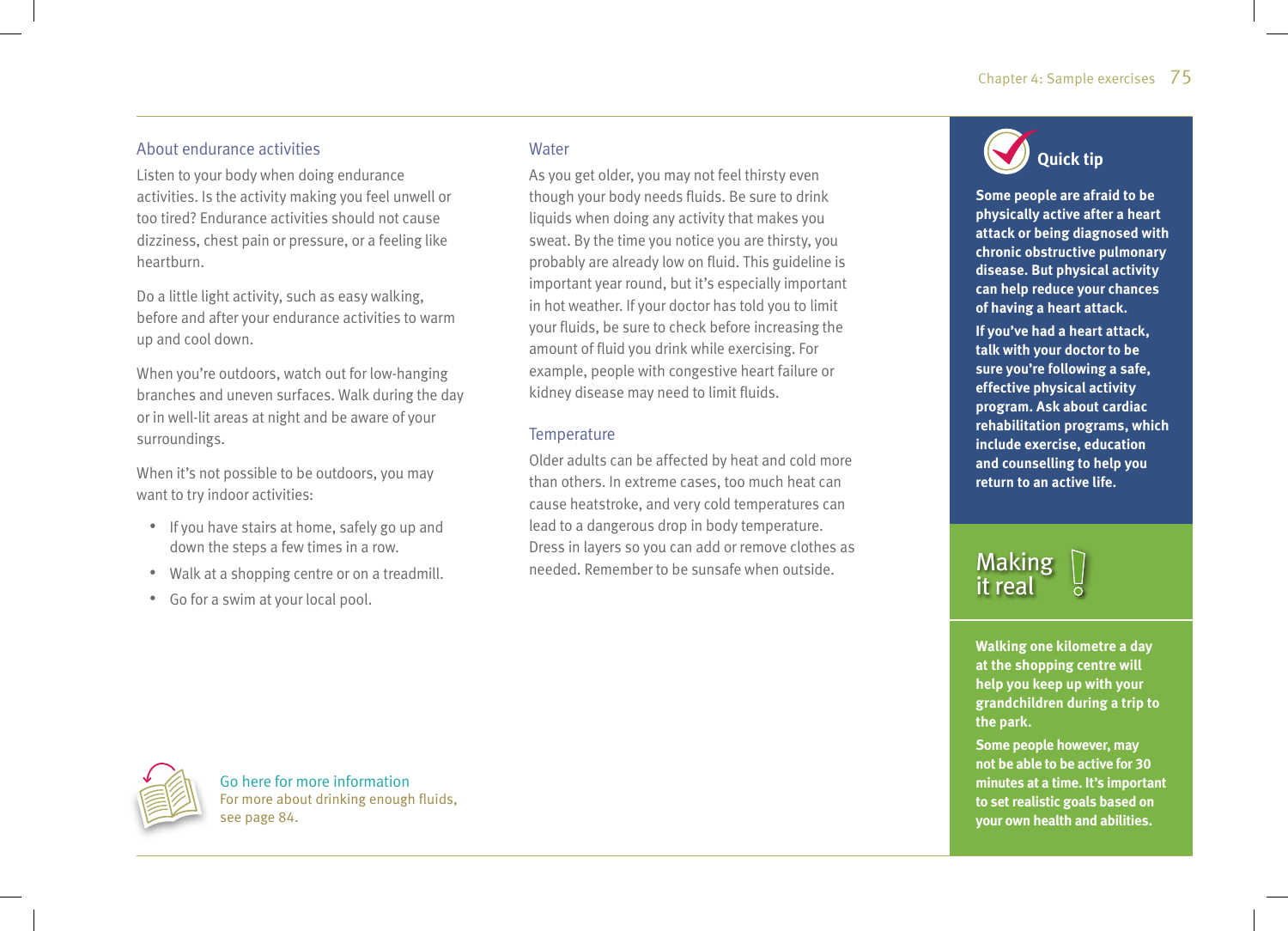## About endurance activities

Listen to your body when doing endurance activities. Is the activity making you feel unwell or too tired? Endurance activities should not cause dizziness, chest pain or pressure, or a feeling like heartburn.

Do a little light activity, such as easy walking, before and after your endurance activities to warm up and cool down.

When you're outdoors, watch out for low-hanging branches and uneven surfaces. Walk during the day or in well-lit areas at night and be aware of your surroundings.

When it's not possible to be outdoors, you may want to try indoor activities:

- If you have stairs at home, safely go up and down the steps a few times in a row.
- Walk at a shopping centre or on a treadmill.
- Go for a swim at your local pool.

## Water

As you get older, you may not feel thirsty even though your body needs fluids. Be sure to drink liquids when doing any activity that makes you sweat. By the time you notice you are thirsty, you probably are already low on fluid. This guideline is important year round, but it's especially important in hot weather. If your doctor has told you to limit your fluids, be sure to check before increasing the amount of fluid you drink while exercising. For example, people with congestive heart failure or kidney disease may need to limit fluids.

## Temperature

Older adults can be affected by heat and cold more than others. In extreme cases, too much heat can cause heatstroke, and very cold temperatures can lead to a dangerous drop in body temperature. Dress in layers so you can add or remove clothes as needed. Remember to be sunsafe when outside.

**Go here for more information**

For more about drinking enough fluids, see page 84.

### Quick tip

**Some people are afraid to be physically active after a heart attack or being diagnosed with chronic obstructive pulmonary disease. But physical activity can help reduce your chances of having a heart attack.**

**If you've had a heart attack, talk with your doctor to be sure you're following a safe, effective physical activity program. Ask about cardiac rehabilitation programs, which include exercise, education and counselling to help you return to an active life.**

### Making it real

**Walking one kilometre a day at the shopping centre will help you keep up with your grandchildren during a trip to the park.**

**Some people however, may not be able to be active for 30 minutes at a time. It's important to set realistic goals based on your own health and abilities.**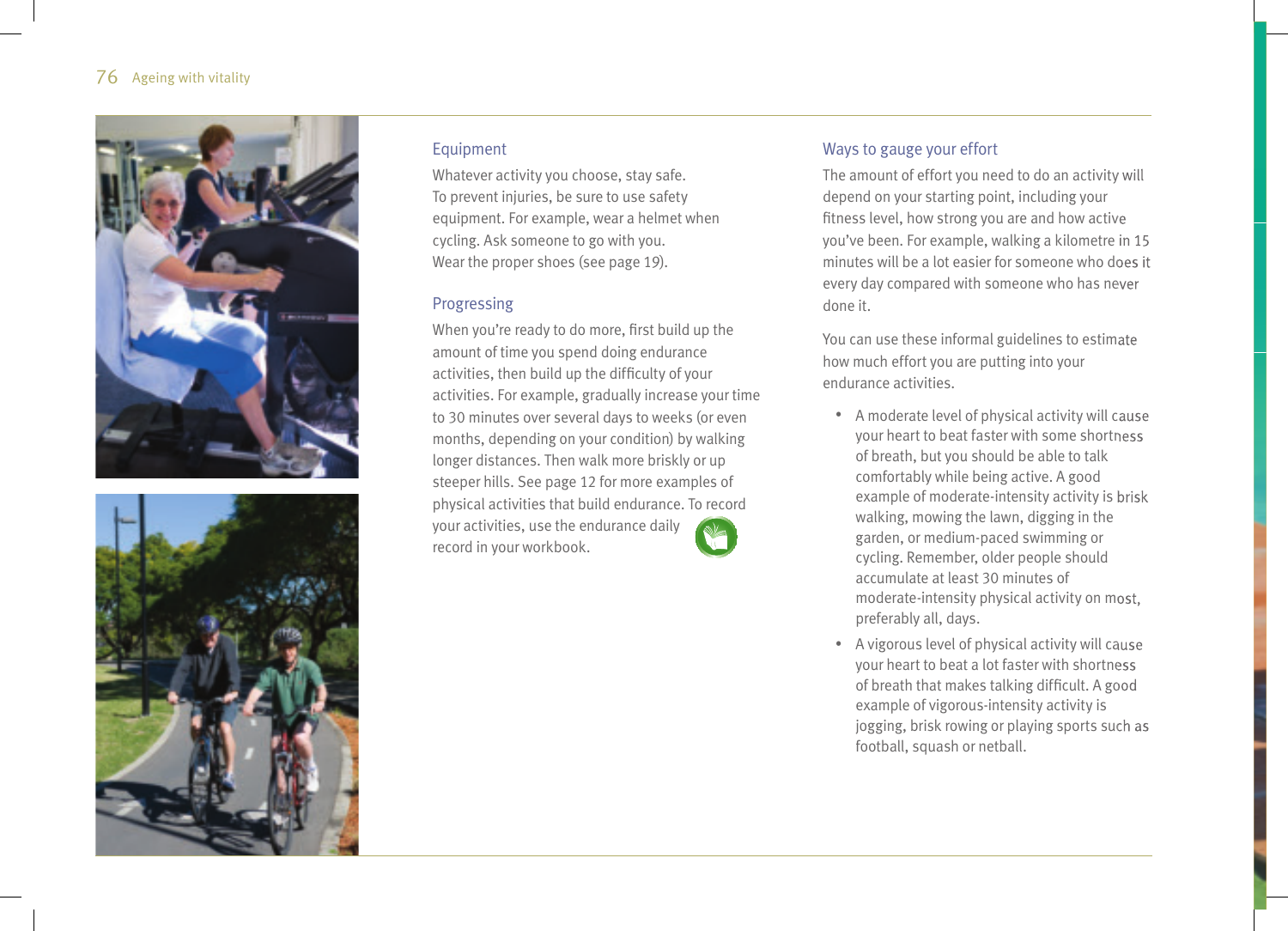## Equipment

Whatever activity you choose, stay safe. To prevent injuries, be sure to use safety equipment. For example, wear a helmet when cycling. Ask someone to go with you. Wear the proper shoes (see page 19).

## Progressing

When you're ready to do more, first build up the amount of time you spend doing endurance activities, then build up the difficulty of your activities. For example, gradually increase your time to 30 minutes over several days to weeks (or even months, depending on your condition) by walking longer distances. Then walk more briskly or up steeper hills. See page 12 for more examples of physical activities that build endurance. To record your activities, use the endurance daily record in your workbook.

## Ways to gauge your effort

The amount of effort you need to do an activity will depend on your starting point, including your fitness level, how strong you are and how active you've been. For example, walking a kilometre in 15 minutes will be a lot easier for someone who does it every day compared with someone who has never done it.

You can use these informal guidelines to estimate how much effort you are putting into your endurance activities.

- A moderate level of physical activity will cause your heart to beat faster with some shortness of breath, but you should be able to talk comfortably while being active. A good example of moderate-intensity activity is brisk walking, mowing the lawn, digging in the garden, or medium-paced swimming or cycling. Remember, older people should accumulate at least 30 minutes of moderate-intensity physical activity on most, preferably all, days.
- A vigorous level of physical activity will cause your heart to beat a lot faster with shortness of breath that makes talking difficult. A good example of vigorous-intensity activity is jogging, brisk rowing or playing sports such as football, squash or netball.